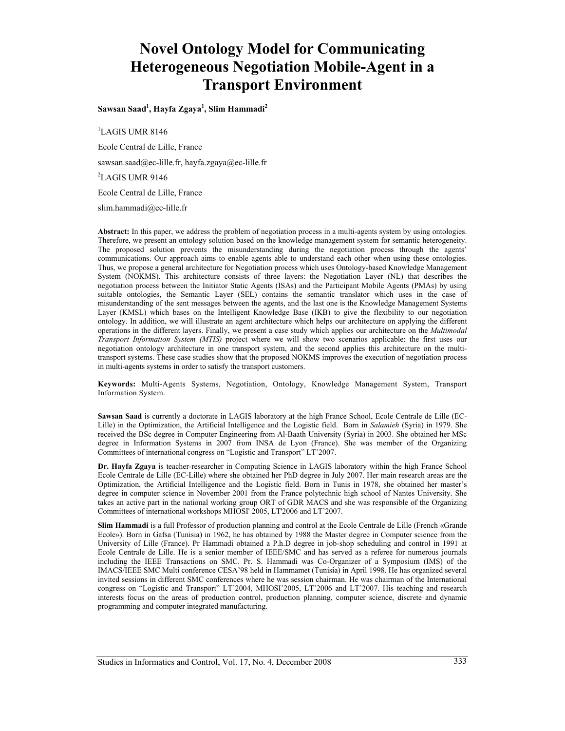# Novel Ontology Model for Communicating Heterogeneous Negotiation Mobile-Agent in a Transport Environment

**Sawsan Saad[1], Hayfa Zgaya[1], Slim Hammadi[2]**

[1]LAGIS UMR 8146

Ecole Central de Lille, France

sawsan.saad@ec-lille.fr, hayfa.zgaya@ec-lille.fr

[2]LAGIS UMR 9146

Ecole Central de Lille, France

slim.hammadi@ec-lille.fr

**Abstract:** In this paper, we address the problem of negotiation process in a multi-agents system by using ontologies. Therefore, we present an ontology solution based on the knowledge management system for semantic heterogeneity. The proposed solution prevents the misunderstanding during the negotiation process through the agents' communications. Our approach aims to enable agents able to understand each other when using these ontologies. Thus, we propose a general architecture for Negotiation process which uses Ontology-based Knowledge Management System (NOKMS). This architecture consists of three layers: the Negotiation Layer (NL) that describes the negotiation process between the Initiator Static Agents (ISAs) and the Participant Mobile Agents (PMAs) by using suitable ontologies, the Semantic Layer (SEL) contains the semantic translator which uses in the case of misunderstanding of the sent messages between the agents, and the last one is the Knowledge Management Systems Layer (KMSL) which bases on the Intelligent Knowledge Base (IKB) to give the flexibility to our negotiation ontology. In addition, we will illustrate an agent architecture which helps our architecture on applying the different operations in the different layers. Finally, we present a case study which applies our architecture on the *Multimodal Transport Information System (MTIS)* project where we will show two scenarios applicable: the first uses our negotiation ontology architecture in one transport system, and the second applies this architecture on the multi-transport systems. These case studies show that the proposed NOKMS improves the execution of negotiation process in multi-agents systems in order to satisfy the transport customers.

**Keywords:** Multi-Agents Systems, Negotiation, Ontology, Knowledge Management System, Transport Information System.

**Sawsan Saad** is currently a doctorate in LAGIS laboratory at the high France School, Ecole Centrale de Lille (EC-Lille) in the Optimization, the Artificial Intelligence and the Logistic field. Born in *Salamieh* (Syria) in 1979. She received the BSc degree in Computer Engineering from Al-Baath University (Syria) in 2003. She obtained her MSc degree in Information Systems in 2007 from INSA de Lyon (France). She was member of the Organizing Committees of international congress on "Logistic and Transport" LT'2007.

**Dr. Hayfa Zgaya** is teacher-researcher in Computing Science in LAGIS laboratory within the high France School Ecole Centrale de Lille (EC-Lille) where she obtained her PhD degree in July 2007. Her main research areas are the Optimization, the Artificial Intelligence and the Logistic field. Born in Tunis in 1978, she obtained her master's degree in computer science in November 2001 from the France polytechnic high school of Nantes University. She takes an active part in the national working group ORT of GDR MACS and she was responsible of the Organizing Committees of international workshops MHOSI' 2005, LT'2006 and LT'2007.

**Slim Hammadi** is a full Professor of production planning and control at the Ecole Centrale de Lille (French «Grande Ecole»). Born in Gafsa (Tunisia) in 1962, he has obtained by 1988 the Master degree in Computer science from the University of Lille (France). Pr Hammadi obtained a P.h.D degree in job-shop scheduling and control in 1991 at Ecole Centrale de Lille. He is a senior member of IEEE/SMC and has served as a referee for numerous journals including the IEEE Transactions on SMC. Pr. S. Hammadi was Co-Organizer of a Symposium (IMS) of the IMACS/IEEE SMC Multi conference CESA'98 held in Hammamet (Tunisia) in April 1998. He has organized several invited sessions in different SMC conferences where he was session chairman. He was chairman of the International congress on "Logistic and Transport" LT'2004, MHOSI'2005, LT'2006 and LT'2007. His teaching and research interests focus on the areas of production control, production planning, computer science, discrete and dynamic programming and computer integrated manufacturing.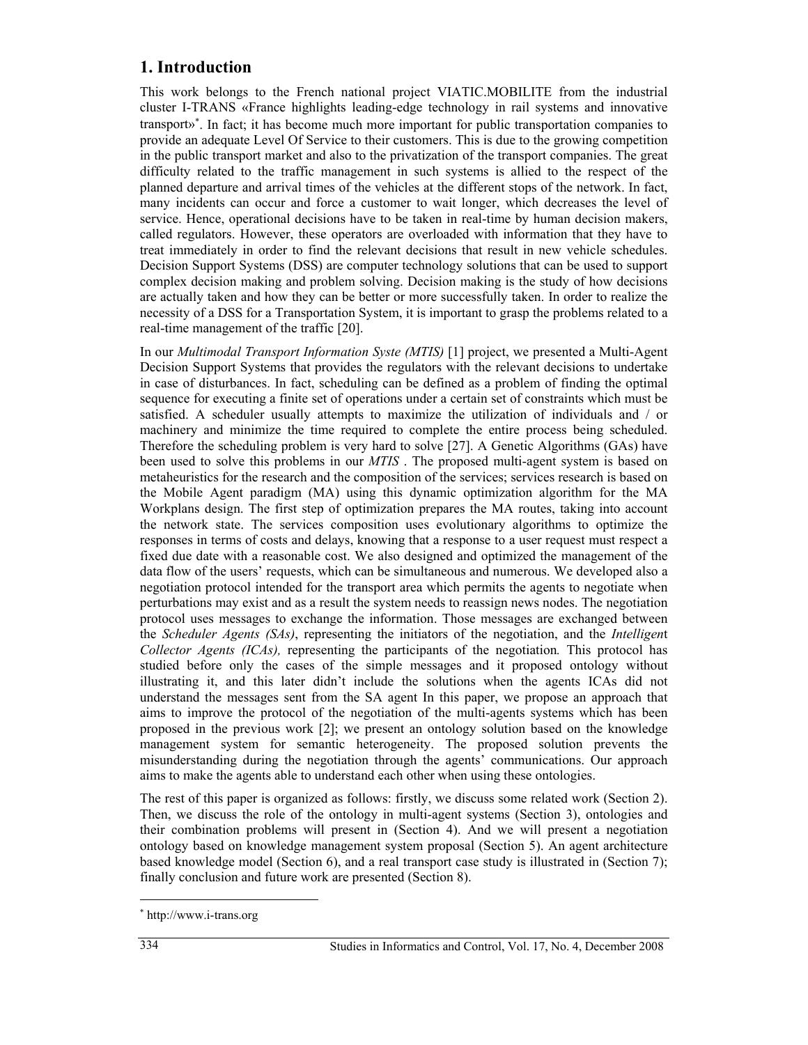# 1. Introduction

This work belongs to the French national project VIATIC.MOBILITE from the industrial cluster I-TRANS «France highlights leading-edge technology in rail systems and innovative transport»*. In fact; it has become much more important for public transportation companies to provide an adequate Level Of Service to their customers. This is due to the growing competition in the public transport market and also to the privatization of the transport companies. The great difficulty related to the traffic management in such systems is allied to the respect of the planned departure and arrival times of the vehicles at the different stops of the network. In fact, many incidents can occur and force a customer to wait longer, which decreases the level of service. Hence, operational decisions have to be taken in real-time by human decision makers, called regulators. However, these operators are overloaded with information that they have to treat immediately in order to find the relevant decisions that result in new vehicle schedules. Decision Support Systems (DSS) are computer technology solutions that can be used to support complex decision making and problem solving. Decision making is the study of how decisions are actually taken and how they can be better or more successfully taken. In order to realize the necessity of a DSS for a Transportation System, it is important to grasp the problems related to a real-time management of the traffic [20].

In our *Multimodal Transport Information Syste (MTIS)* [1] project, we presented a Multi-Agent Decision Support Systems that provides the regulators with the relevant decisions to undertake in case of disturbances. In fact, scheduling can be defined as a problem of finding the optimal sequence for executing a finite set of operations under a certain set of constraints which must be satisfied. A scheduler usually attempts to maximize the utilization of individuals and / or machinery and minimize the time required to complete the entire process being scheduled. Therefore the scheduling problem is very hard to solve [27]. A Genetic Algorithms (GAs) have been used to solve this problems in our *MTIS* . The proposed multi-agent system is based on metaheuristics for the research and the composition of the services; services research is based on the Mobile Agent paradigm (MA) using this dynamic optimization algorithm for the MA Workplans design. The first step of optimization prepares the MA routes, taking into account the network state. The services composition uses evolutionary algorithms to optimize the responses in terms of costs and delays, knowing that a response to a user request must respect a fixed due date with a reasonable cost. We also designed and optimized the management of the data flow of the users' requests, which can be simultaneous and numerous. We developed also a negotiation protocol intended for the transport area which permits the agents to negotiate when perturbations may exist and as a result the system needs to reassign news nodes. The negotiation protocol uses messages to exchange the information. Those messages are exchanged between the *Scheduler Agents (SAs)*, representing the initiators of the negotiation, and the *Intelligent Collector Agents (ICAs),* representing the participants of the negotiation*.* This protocol has studied before only the cases of the simple messages and it proposed ontology without illustrating it, and this later didn't include the solutions when the agents ICAs did not understand the messages sent from the SA agent In this paper, we propose an approach that aims to improve the protocol of the negotiation of the multi-agents systems which has been proposed in the previous work [2]; we present an ontology solution based on the knowledge management system for semantic heterogeneity. The proposed solution prevents the misunderstanding during the negotiation through the agents' communications. Our approach aims to make the agents able to understand each other when using these ontologies.

The rest of this paper is organized as follows: firstly, we discuss some related work (Section 2). Then, we discuss the role of the ontology in multi-agent systems (Section 3), ontologies and their combination problems will present in (Section 4). And we will present a negotiation ontology based on knowledge management system proposal (Section 5). An agent architecture based knowledge model (Section 6), and a real transport case study is illustrated in (Section 7); finally conclusion and future work are presented (Section 8).

---

* http://www.i-trans.org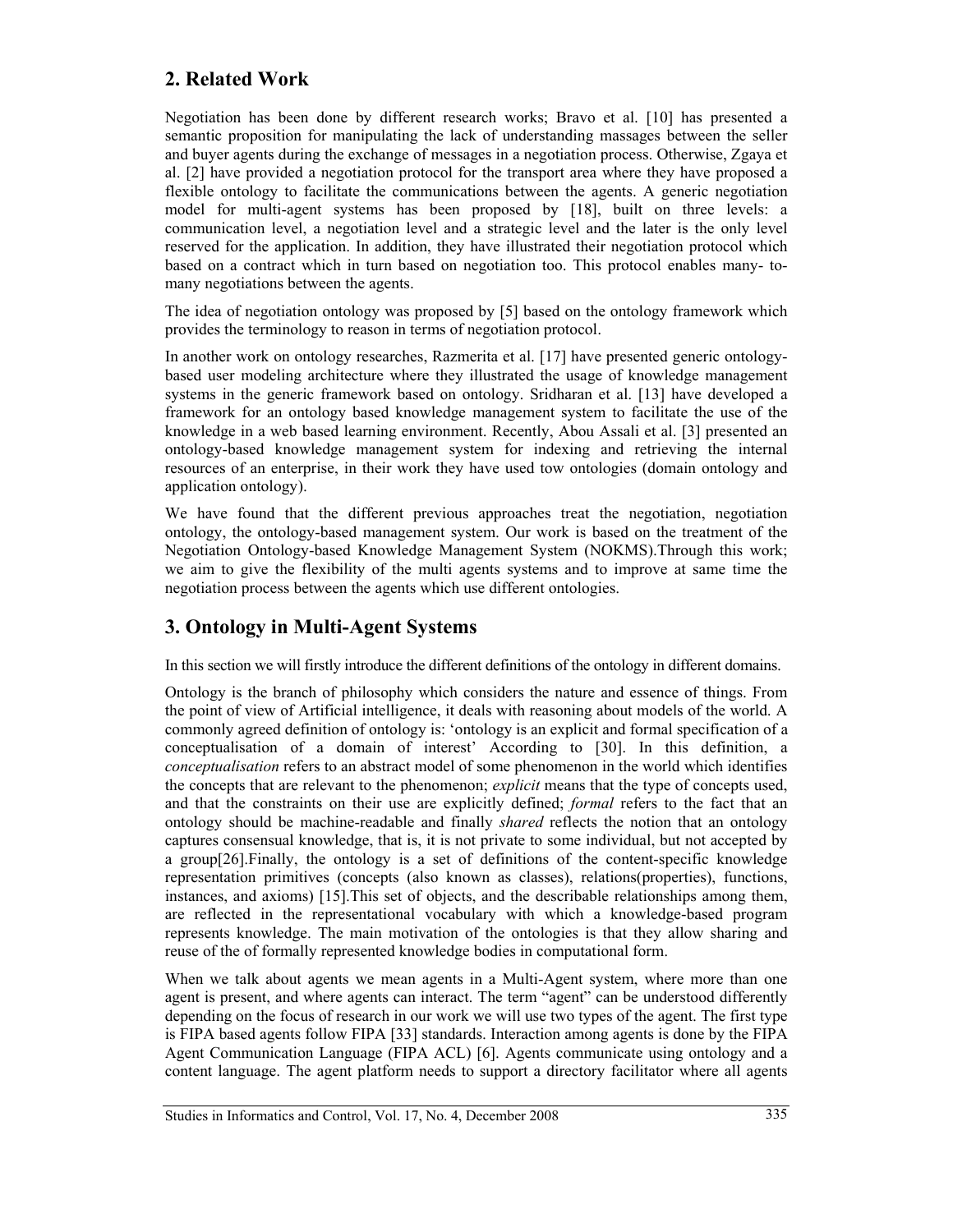## 2. Related Work

Negotiation has been done by different research works; Bravo et al. [10] has presented a semantic proposition for manipulating the lack of understanding massages between the seller and buyer agents during the exchange of messages in a negotiation process. Otherwise, Zgaya et al. [2] have provided a negotiation protocol for the transport area where they have proposed a flexible ontology to facilitate the communications between the agents. A generic negotiation model for multi-agent systems has been proposed by [18], built on three levels: a communication level, a negotiation level and a strategic level and the later is the only level reserved for the application. In addition, they have illustrated their negotiation protocol which based on a contract which in turn based on negotiation too. This protocol enables many- to-many negotiations between the agents.

The idea of negotiation ontology was proposed by [5] based on the ontology framework which provides the terminology to reason in terms of negotiation protocol.

In another work on ontology researches, Razmerita et al. [17] have presented generic ontology-based user modeling architecture where they illustrated the usage of knowledge management systems in the generic framework based on ontology. Sridharan et al. [13] have developed a framework for an ontology based knowledge management system to facilitate the use of the knowledge in a web based learning environment. Recently, Abou Assali et al. [3] presented an ontology-based knowledge management system for indexing and retrieving the internal resources of an enterprise, in their work they have used tow ontologies (domain ontology and application ontology).

We have found that the different previous approaches treat the negotiation, negotiation ontology, the ontology-based management system. Our work is based on the treatment of the Negotiation Ontology-based Knowledge Management System (NOKMS).Through this work; we aim to give the flexibility of the multi agents systems and to improve at same time the negotiation process between the agents which use different ontologies.

## 3. Ontology in Multi-Agent Systems

In this section we will firstly introduce the different definitions of the ontology in different domains.

Ontology is the branch of philosophy which considers the nature and essence of things. From the point of view of Artificial intelligence, it deals with reasoning about models of the world. A commonly agreed definition of ontology is: 'ontology is an explicit and formal specification of a conceptualisation of a domain of interest' According to [30]. In this definition, a *conceptualisation* refers to an abstract model of some phenomenon in the world which identifies the concepts that are relevant to the phenomenon; *explicit* means that the type of concepts used, and that the constraints on their use are explicitly defined; *formal* refers to the fact that an ontology should be machine-readable and finally *shared* reflects the notion that an ontology captures consensual knowledge, that is, it is not private to some individual, but not accepted by a group[26].Finally, the ontology is a set of definitions of the content-specific knowledge representation primitives (concepts (also known as classes), relations(properties), functions, instances, and axioms) [15].This set of objects, and the describable relationships among them, are reflected in the representational vocabulary with which a knowledge-based program represents knowledge. The main motivation of the ontologies is that they allow sharing and reuse of the of formally represented knowledge bodies in computational form.

When we talk about agents we mean agents in a Multi-Agent system, where more than one agent is present, and where agents can interact. The term "agent" can be understood differently depending on the focus of research in our work we will use two types of the agent. The first type is FIPA based agents follow FIPA [33] standards. Interaction among agents is done by the FIPA Agent Communication Language (FIPA ACL) [6]. Agents communicate using ontology and a content language. The agent platform needs to support a directory facilitator where all agents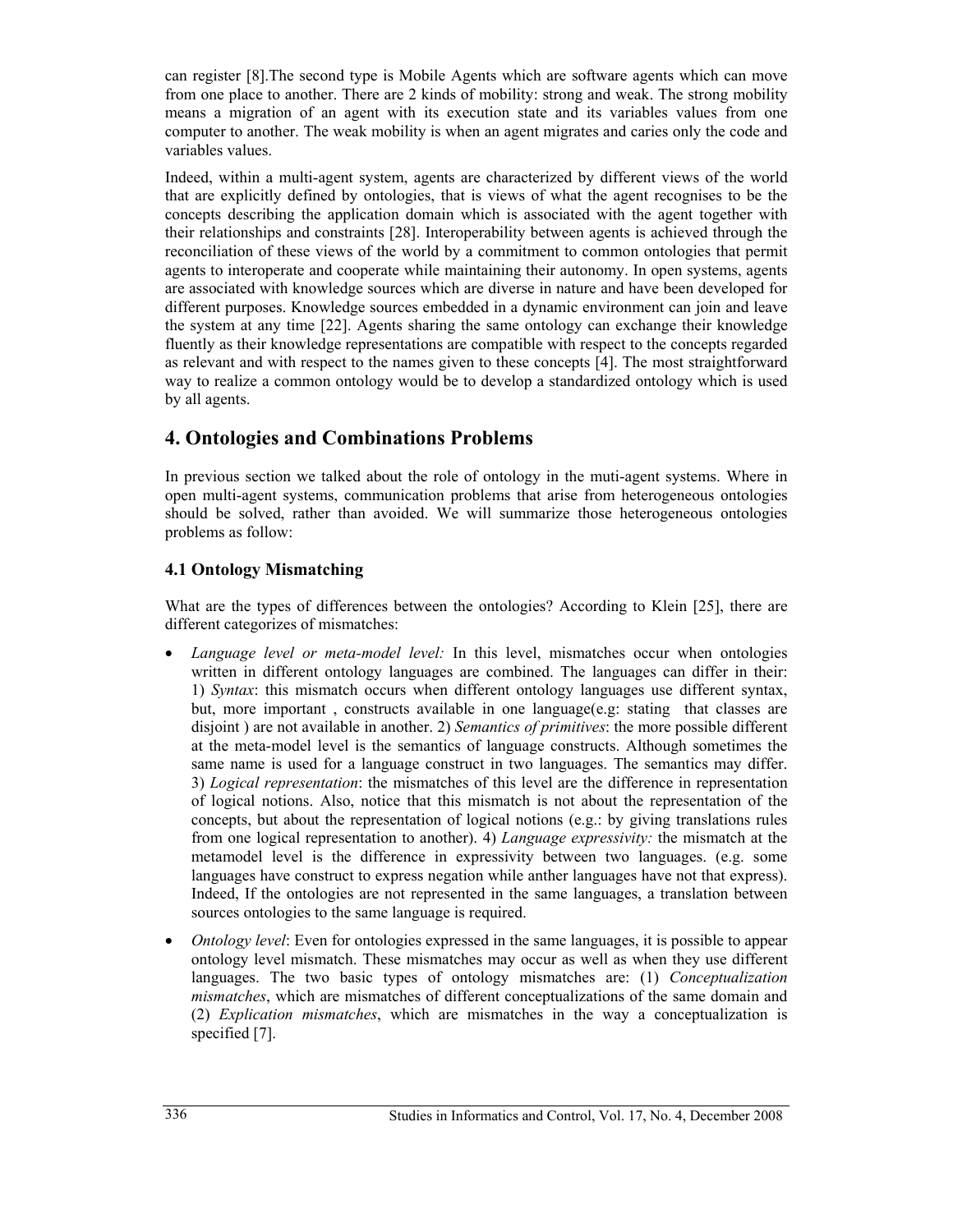can register [8].The second type is Mobile Agents which are software agents which can move from one place to another. There are 2 kinds of mobility: strong and weak. The strong mobility means a migration of an agent with its execution state and its variables values from one computer to another. The weak mobility is when an agent migrates and caries only the code and variables values.

Indeed, within a multi-agent system, agents are characterized by different views of the world that are explicitly defined by ontologies, that is views of what the agent recognises to be the concepts describing the application domain which is associated with the agent together with their relationships and constraints [28]. Interoperability between agents is achieved through the reconciliation of these views of the world by a commitment to common ontologies that permit agents to interoperate and cooperate while maintaining their autonomy. In open systems, agents are associated with knowledge sources which are diverse in nature and have been developed for different purposes. Knowledge sources embedded in a dynamic environment can join and leave the system at any time [22]. Agents sharing the same ontology can exchange their knowledge fluently as their knowledge representations are compatible with respect to the concepts regarded as relevant and with respect to the names given to these concepts [4]. The most straightforward way to realize a common ontology would be to develop a standardized ontology which is used by all agents.

## 4. Ontologies and Combinations Problems

In previous section we talked about the role of ontology in the muti-agent systems. Where in open multi-agent systems, communication problems that arise from heterogeneous ontologies should be solved, rather than avoided. We will summarize those heterogeneous ontologies problems as follow:

### 4.1 Ontology Mismatching

What are the types of differences between the ontologies? According to Klein [25], there are different categorizes of mismatches:

- *Language level or meta-model level:* In this level, mismatches occur when ontologies written in different ontology languages are combined. The languages can differ in their: 1) *Syntax*: this mismatch occurs when different ontology languages use different syntax, but, more important , constructs available in one language(e.g: stating that classes are disjoint ) are not available in another. 2) *Semantics of primitives*: the more possible different at the meta-model level is the semantics of language constructs. Although sometimes the same name is used for a language construct in two languages. The semantics may differ. 3) *Logical representation*: the mismatches of this level are the difference in representation of logical notions. Also, notice that this mismatch is not about the representation of the concepts, but about the representation of logical notions (e.g.: by giving translations rules from one logical representation to another). 4) *Language expressivity:* the mismatch at the metamodel level is the difference in expressivity between two languages. (e.g. some languages have construct to express negation while anther languages have not that express). Indeed, If the ontologies are not represented in the same languages, a translation between sources ontologies to the same language is required.
- *Ontology level*: Even for ontologies expressed in the same languages, it is possible to appear ontology level mismatch. These mismatches may occur as well as when they use different languages. The two basic types of ontology mismatches are: (1) *Conceptualization mismatches*, which are mismatches of different conceptualizations of the same domain and (2) *Explication mismatches*, which are mismatches in the way a conceptualization is specified [7].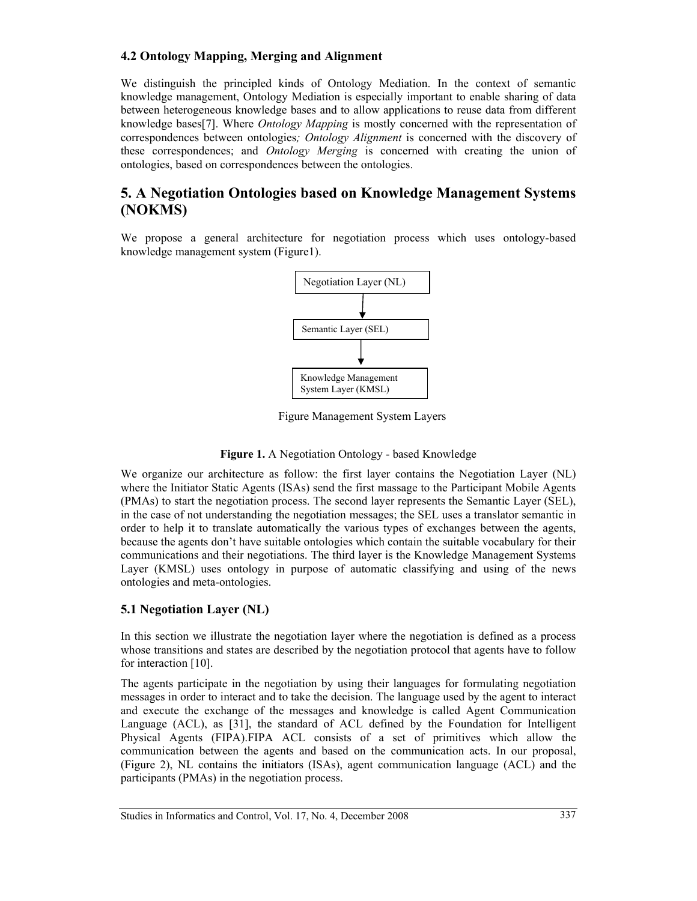### 4.2 Ontology Mapping, Merging and Alignment

We distinguish the principled kinds of Ontology Mediation. In the context of semantic knowledge management, Ontology Mediation is especially important to enable sharing of data between heterogeneous knowledge bases and to allow applications to reuse data from different knowledge bases[7]. Where *Ontology Mapping* is mostly concerned with the representation of correspondences between ontologies*; Ontology Alignment* is concerned with the discovery of these correspondences; and *Ontology Merging* is concerned with creating the union of ontologies, based on correspondences between the ontologies.

## 5. A Negotiation Ontologies based on Knowledge Management Systems (NOKMS)

We propose a general architecture for negotiation process which uses ontology-based knowledge management system (Figure1).

Negotiation Layer (NL)

Semantic Layer (SEL)

Knowledge Management System Layer (KMSL)

Figure Management System Layers

**Figure 1.** A Negotiation Ontology - based Knowledge

We organize our architecture as follow: the first layer contains the Negotiation Layer (NL) where the Initiator Static Agents (ISAs) send the first massage to the Participant Mobile Agents (PMAs) to start the negotiation process. The second layer represents the Semantic Layer (SEL), in the case of not understanding the negotiation messages; the SEL uses a translator semantic in order to help it to translate automatically the various types of exchanges between the agents, because the agents don't have suitable ontologies which contain the suitable vocabulary for their communications and their negotiations. The third layer is the Knowledge Management Systems Layer (KMSL) uses ontology in purpose of automatic classifying and using of the news ontologies and meta-ontologies.

### 5.1 Negotiation Layer (NL)

In this section we illustrate the negotiation layer where the negotiation is defined as a process whose transitions and states are described by the negotiation protocol that agents have to follow for interaction [10].

The agents participate in the negotiation by using their languages for formulating negotiation messages in order to interact and to take the decision. The language used by the agent to interact and execute the exchange of the messages and knowledge is called Agent Communication Language (ACL), as [31], the standard of ACL defined by the Foundation for Intelligent Physical Agents (FIPA).FIPA ACL consists of a set of primitives which allow the communication between the agents and based on the communication acts. In our proposal, (Figure 2), NL contains the initiators (ISAs), agent communication language (ACL) and the participants (PMAs) in the negotiation process.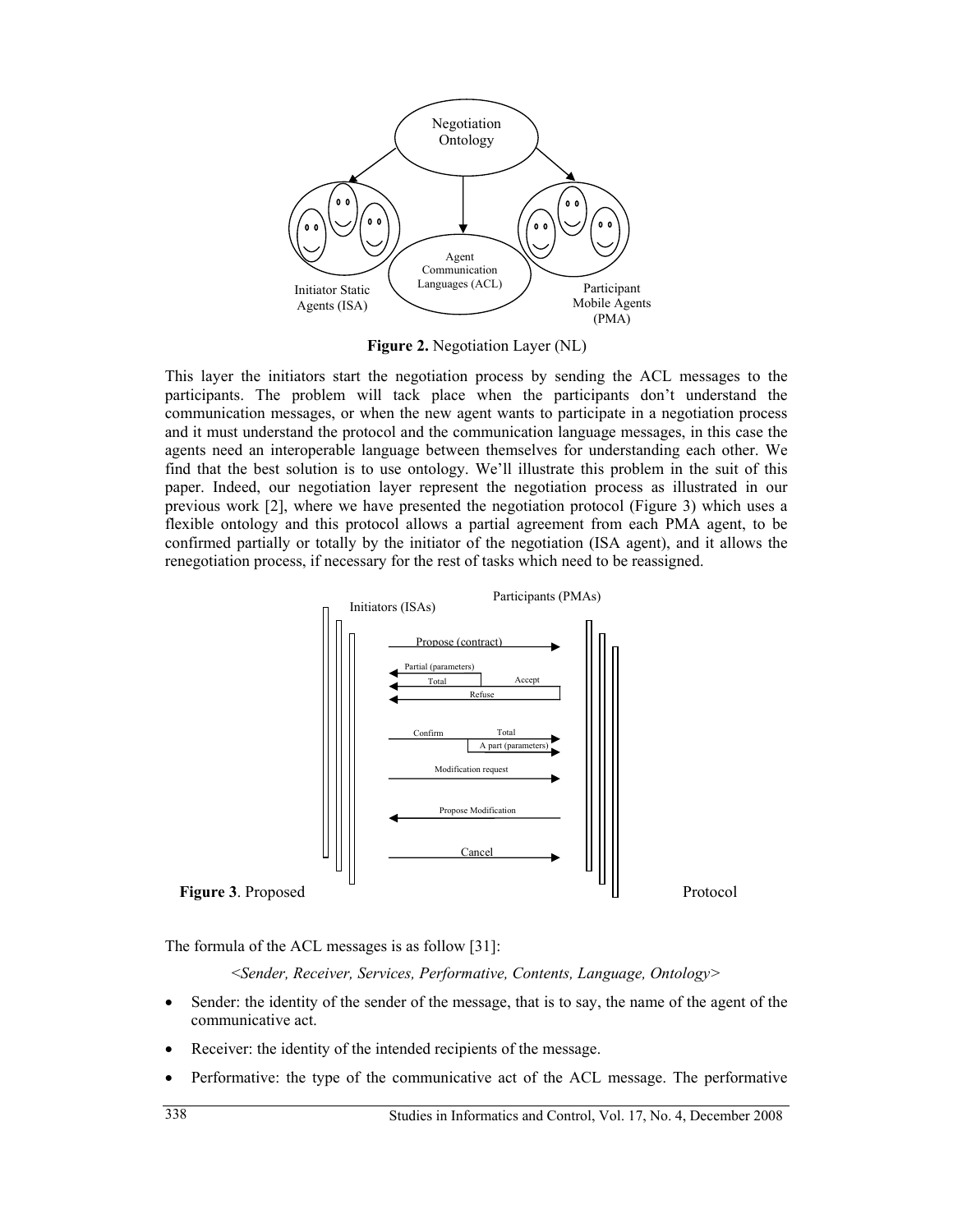**Figure 2.** Negotiation Layer (NL)

This layer the initiators start the negotiation process by sending the ACL messages to the participants. The problem will tack place when the participants don't understand the communication messages, or when the new agent wants to participate in a negotiation process and it must understand the protocol and the communication language messages, in this case the agents need an interoperable language between themselves for understanding each other. We find that the best solution is to use ontology. We'll illustrate this problem in the suit of this paper. Indeed, our negotiation layer represent the negotiation process as illustrated in our previous work [2], where we have presented the negotiation protocol (Figure 3) which uses a flexible ontology and this protocol allows a partial agreement from each PMA agent, to be confirmed partially or totally by the initiator of the negotiation (ISA agent), and it allows the renegotiation process, if necessary for the rest of tasks which need to be reassigned.

**Figure 3**. Proposed Protocol

The formula of the ACL messages is as follow [31]:

*<Sender, Receiver, Services, Performative, Contents, Language, Ontology>*

- Sender: the identity of the sender of the message, that is to say, the name of the agent of the communicative act.
- Receiver: the identity of the intended recipients of the message.
- Performative: the type of the communicative act of the ACL message. The performative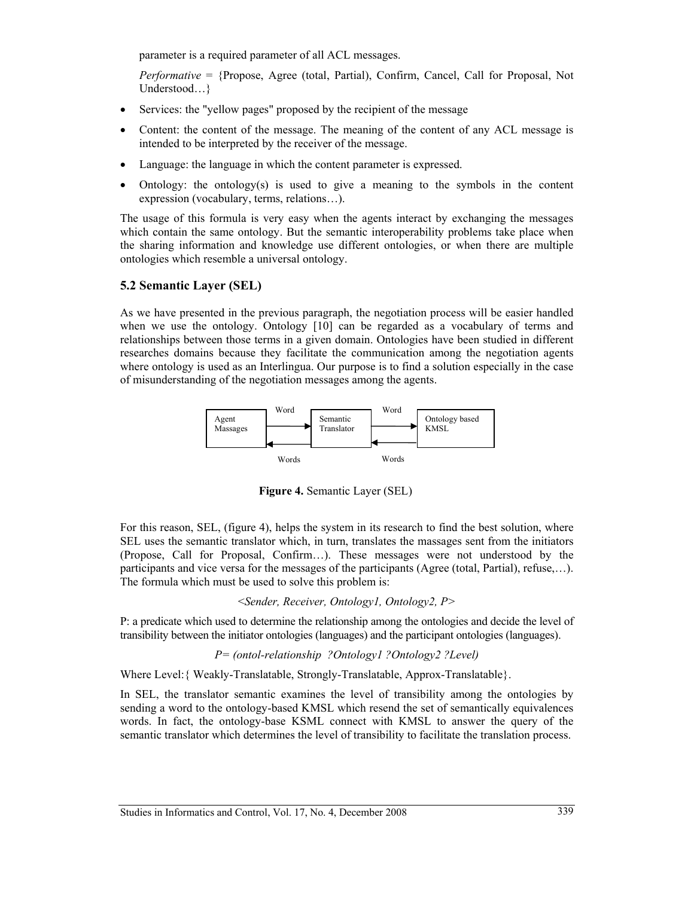parameter is a required parameter of all ACL messages.

*Performative* = {Propose, Agree (total, Partial), Confirm, Cancel, Call for Proposal, Not Understood…}

- Services: the "yellow pages" proposed by the recipient of the message
- Content: the content of the message. The meaning of the content of any ACL message is intended to be interpreted by the receiver of the message.
- Language: the language in which the content parameter is expressed.
- Ontology: the ontology(s) is used to give a meaning to the symbols in the content expression (vocabulary, terms, relations…).

The usage of this formula is very easy when the agents interact by exchanging the messages which contain the same ontology. But the semantic interoperability problems take place when the sharing information and knowledge use different ontologies, or when there are multiple ontologies which resemble a universal ontology.

## 5.2 Semantic Layer (SEL)

As we have presented in the previous paragraph, the negotiation process will be easier handled when we use the ontology. Ontology [10] can be regarded as a vocabulary of terms and relationships between those terms in a given domain. Ontologies have been studied in different researches domains because they facilitate the communication among the negotiation agents where ontology is used as an Interlingua. Our purpose is to find a solution especially in the case of misunderstanding of the negotiation messages among the agents.

Agent Massages | Word → | Semantic Translator | Word → | Ontology based KMSL
← Words | | ← Words

**Figure 4.** Semantic Layer (SEL)

For this reason, SEL, (figure 4), helps the system in its research to find the best solution, where SEL uses the semantic translator which, in turn, translates the massages sent from the initiators (Propose, Call for Proposal, Confirm…). These messages were not understood by the participants and vice versa for the messages of the participants (Agree (total, Partial), refuse,…). The formula which must be used to solve this problem is:

*<Sender, Receiver, Ontology1, Ontology2, P>*

P: a predicate which used to determine the relationship among the ontologies and decide the level of transibility between the initiator ontologies (languages) and the participant ontologies (languages).

*P= (ontol-relationship ?Ontology1 ?Ontology2 ?Level)*

Where Level:{ Weakly-Translatable, Strongly-Translatable, Approx-Translatable}.

In SEL, the translator semantic examines the level of transibility among the ontologies by sending a word to the ontology-based KMSL which resend the set of semantically equivalences words. In fact, the ontology-base KSML connect with KMSL to answer the query of the semantic translator which determines the level of transibility to facilitate the translation process.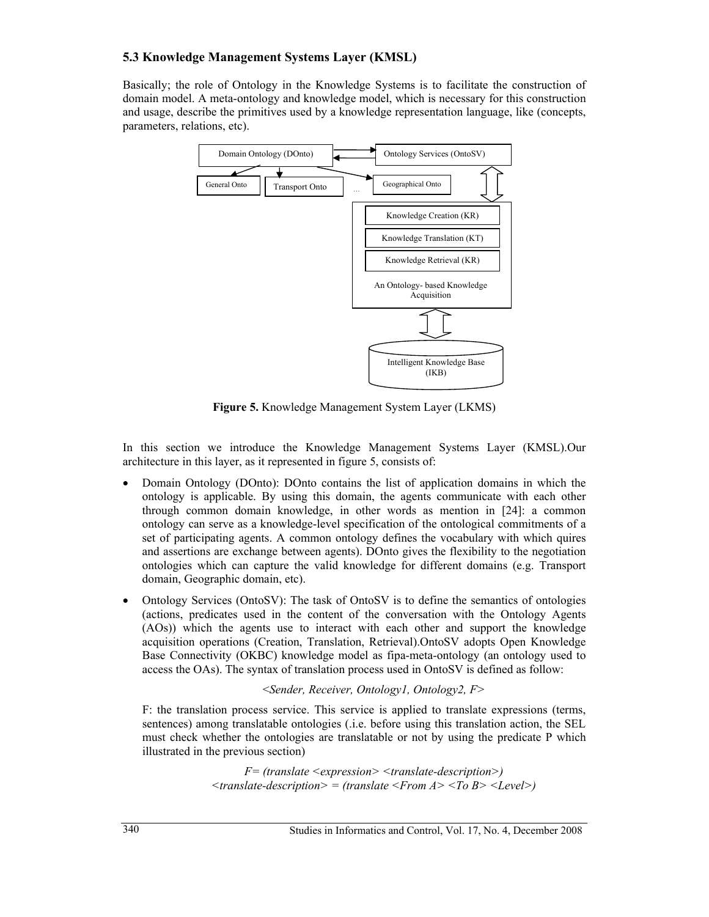### 5.3 Knowledge Management Systems Layer (KMSL)

Basically; the role of Ontology in the Knowledge Systems is to facilitate the construction of domain model. A meta-ontology and knowledge model, which is necessary for this construction and usage, describe the primitives used by a knowledge representation language, like (concepts, parameters, relations, etc).

**Figure 5.** Knowledge Management System Layer (LKMS)

In this section we introduce the Knowledge Management Systems Layer (KMSL).Our architecture in this layer, as it represented in figure 5, consists of:

- Domain Ontology (DOnto): DOnto contains the list of application domains in which the ontology is applicable. By using this domain, the agents communicate with each other through common domain knowledge, in other words as mention in [24]: a common ontology can serve as a knowledge-level specification of the ontological commitments of a set of participating agents. A common ontology defines the vocabulary with which quires and assertions are exchange between agents). DOnto gives the flexibility to the negotiation ontologies which can capture the valid knowledge for different domains (e.g. Transport domain, Geographic domain, etc).
- Ontology Services (OntoSV): The task of OntoSV is to define the semantics of ontologies (actions, predicates used in the content of the conversation with the Ontology Agents (AOs)) which the agents use to interact with each other and support the knowledge acquisition operations (Creation, Translation, Retrieval).OntoSV adopts Open Knowledge Base Connectivity (OKBC) knowledge model as fipa-meta-ontology (an ontology used to access the OAs). The syntax of translation process used in OntoSV is defined as follow:

  *<Sender, Receiver, Ontology1, Ontology2, F>*

  F: the translation process service. This service is applied to translate expressions (terms, sentences) among translatable ontologies (.i.e. before using this translation action, the SEL must check whether the ontologies are translatable or not by using the predicate P which illustrated in the previous section)

  *F= (translate <expression> <translate-description>)*
  *<translate-description> = (translate <From A> <To B> <Level>)*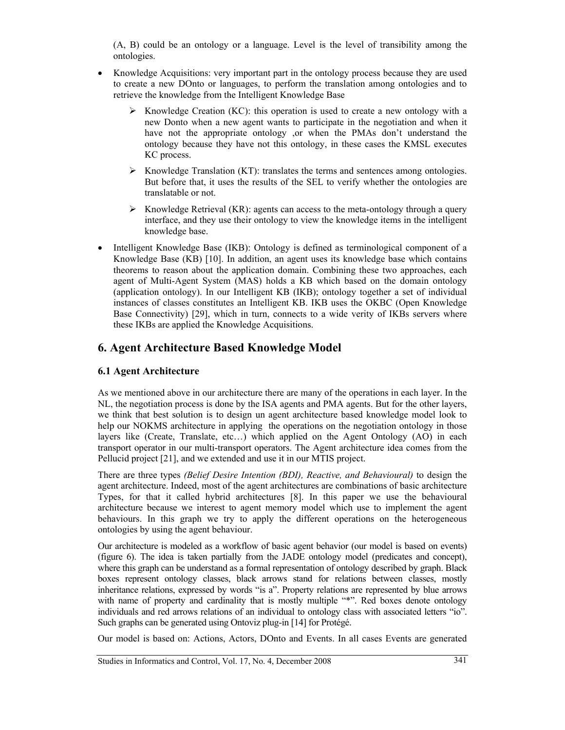(A, B) could be an ontology or a language. Level is the level of transibility among the ontologies.

- Knowledge Acquisitions: very important part in the ontology process because they are used to create a new DOnto or languages, to perform the translation among ontologies and to retrieve the knowledge from the Intelligent Knowledge Base
  - Knowledge Creation (KC): this operation is used to create a new ontology with a new Donto when a new agent wants to participate in the negotiation and when it have not the appropriate ontology ,or when the PMAs don't understand the ontology because they have not this ontology, in these cases the KMSL executes KC process.
  - Knowledge Translation (KT): translates the terms and sentences among ontologies. But before that, it uses the results of the SEL to verify whether the ontologies are translatable or not.
  - Knowledge Retrieval (KR): agents can access to the meta-ontology through a query interface, and they use their ontology to view the knowledge items in the intelligent knowledge base.
- Intelligent Knowledge Base (IKB): Ontology is defined as terminological component of a Knowledge Base (KB) [10]. In addition, an agent uses its knowledge base which contains theorems to reason about the application domain. Combining these two approaches, each agent of Multi-Agent System (MAS) holds a KB which based on the domain ontology (application ontology). In our Intelligent KB (IKB); ontology together a set of individual instances of classes constitutes an Intelligent KB. IKB uses the OKBC (Open Knowledge Base Connectivity) [29], which in turn, connects to a wide verity of IKBs servers where these IKBs are applied the Knowledge Acquisitions.

## 6. Agent Architecture Based Knowledge Model

### 6.1 Agent Architecture

As we mentioned above in our architecture there are many of the operations in each layer. In the NL, the negotiation process is done by the ISA agents and PMA agents. But for the other layers, we think that best solution is to design un agent architecture based knowledge model look to help our NOKMS architecture in applying the operations on the negotiation ontology in those layers like (Create, Translate, etc…) which applied on the Agent Ontology (AO) in each transport operator in our multi-transport operators. The Agent architecture idea comes from the Pellucid project [21], and we extended and use it in our MTIS project.

There are three types *(Belief Desire Intention (BDI), Reactive, and Behavioural)* to design the agent architecture. Indeed, most of the agent architectures are combinations of basic architecture Types, for that it called hybrid architectures [8]. In this paper we use the behavioural architecture because we interest to agent memory model which use to implement the agent behaviours. In this graph we try to apply the different operations on the heterogeneous ontologies by using the agent behaviour.

Our architecture is modeled as a workflow of basic agent behavior (our model is based on events) (figure 6). The idea is taken partially from the JADE ontology model (predicates and concept), where this graph can be understand as a formal representation of ontology described by graph. Black boxes represent ontology classes, black arrows stand for relations between classes, mostly inheritance relations, expressed by words "is a". Property relations are represented by blue arrows with name of property and cardinality that is mostly multiple "*". Red boxes denote ontology individuals and red arrows relations of an individual to ontology class with associated letters "io". Such graphs can be generated using Ontoviz plug-in [14] for Protégé.

Our model is based on: Actions, Actors, DOnto and Events. In all cases Events are generated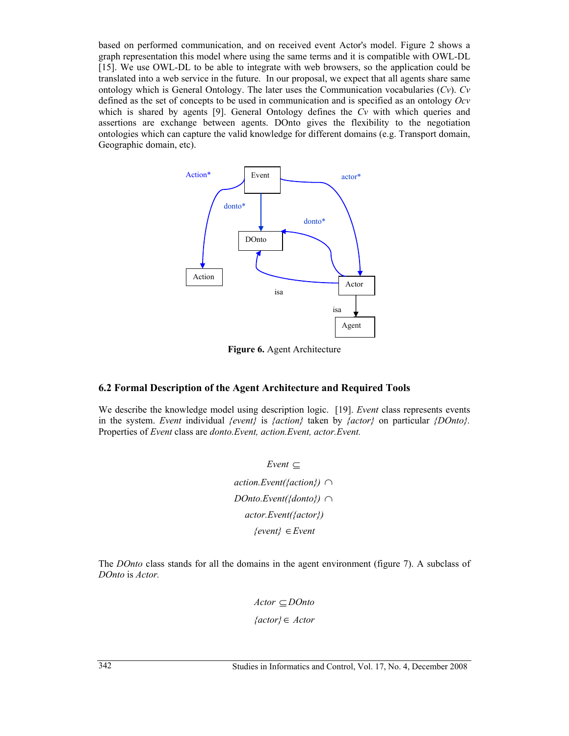based on performed communication, and on received event Actor's model. Figure 2 shows a graph representation this model where using the same terms and it is compatible with OWL-DL [15]. We use OWL-DL to be able to integrate with web browsers, so the application could be translated into a web service in the future. In our proposal, we expect that all agents share same ontology which is General Ontology. The later uses the Communication vocabularies (*Cv*). *Cv* defined as the set of concepts to be used in communication and is specified as an ontology *Ocv* which is shared by agents [9]. General Ontology defines the *Cv* with which queries and assertions are exchange between agents. DOnto gives the flexibility to the negotiation ontologies which can capture the valid knowledge for different domains (e.g. Transport domain, Geographic domain, etc).

**Figure 6.** Agent Architecture

## 6.2 Formal Description of the Agent Architecture and Required Tools

We describe the knowledge model using description logic. [19]. *Event* class represents events in the system. *Event* individual *{event}* is *{action}* taken by *{actor}* on particular *{DOnto}*. Properties of *Event* class are *donto.Event, action.Event, actor.Event.*

$$Event \subseteq$$

$$action.Event(\{action\}) \cap$$

$$DOnto.Event(\{donto\}) \cap$$

$$actor.Event(\{actor\})$$

$$\{event\} \in Event$$

The *DOnto* class stands for all the domains in the agent environment (figure 7). A subclass of *DOnto* is *Actor.*

$$Actor \subseteq DOnto$$

$$\{actor\} \in Actor$$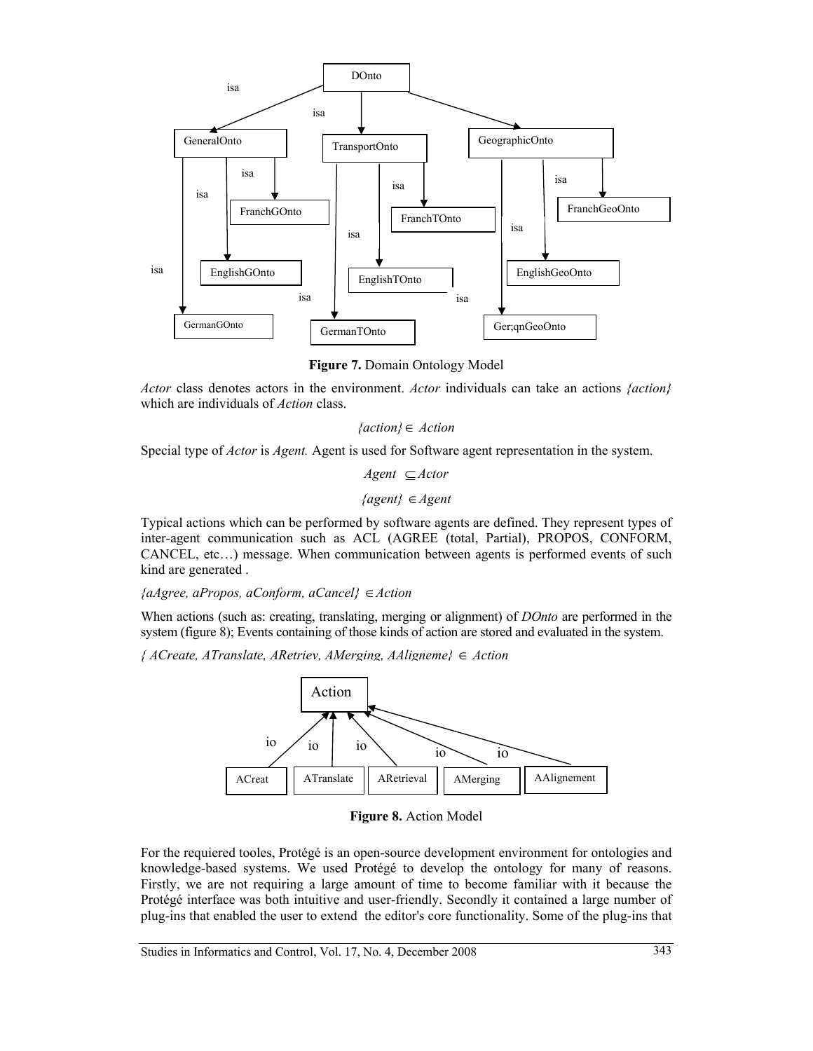**Figure 7.** Domain Ontology Model

*Actor* class denotes actors in the environment. *Actor* individuals can take an actions *{action}* which are individuals of *Action* class.

$$\{action\} \in Action$$

Special type of *Actor* is *Agent.* Agent is used for Software agent representation in the system.

$$Agent \subseteq Actor$$

$$\{agent\} \in Agent$$

Typical actions which can be performed by software agents are defined. They represent types of inter-agent communication such as ACL (AGREE (total, Partial), PROPOS, CONFORM, CANCEL, etc…) message. When communication between agents is performed events of such kind are generated .

*{aAgree, aPropos, aConform, aCancel}* $\in$ *Action*

When actions (such as: creating, translating, merging or alignment) of *DOnto* are performed in the system (figure 8); Events containing of those kinds of action are stored and evaluated in the system.

*{ ACreate, ATranslate, ARetriev, AMerging, AAligneme}* $\in$ *Action*

**Figure 8.** Action Model

For the requiered tooles, Protégé is an open-source development environment for ontologies and knowledge-based systems. We used Protégé to develop the ontology for many of reasons. Firstly, we are not requiring a large amount of time to become familiar with it because the Protégé interface was both intuitive and user-friendly. Secondly it contained a large number of plug-ins that enabled the user to extend the editor's core functionality. Some of the plug-ins that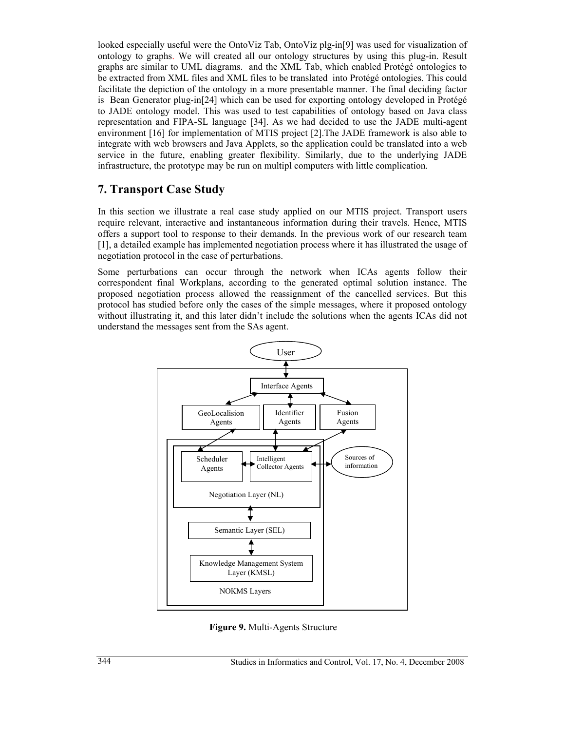looked especially useful were the OntoViz Tab, OntoViz plg-in[9] was used for visualization of ontology to graphs. We will created all our ontology structures by using this plug-in. Result graphs are similar to UML diagrams. and the XML Tab, which enabled Protégé ontologies to be extracted from XML files and XML files to be translated into Protégé ontologies. This could facilitate the depiction of the ontology in a more presentable manner. The final deciding factor is Bean Generator plug-in[24] which can be used for exporting ontology developed in Protégé to JADE ontology model. This was used to test capabilities of ontology based on Java class representation and FIPA-SL language [34]. As we had decided to use the JADE multi-agent environment [16] for implementation of MTIS project [2].The JADE framework is also able to integrate with web browsers and Java Applets, so the application could be translated into a web service in the future, enabling greater flexibility. Similarly, due to the underlying JADE infrastructure, the prototype may be run on multipl computers with little complication.

## 7. Transport Case Study

In this section we illustrate a real case study applied on our MTIS project. Transport users require relevant, interactive and instantaneous information during their travels. Hence, MTIS offers a support tool to response to their demands. In the previous work of our research team [1], a detailed example has implemented negotiation process where it has illustrated the usage of negotiation protocol in the case of perturbations.

Some perturbations can occur through the network when ICAs agents follow their correspondent final Workplans, according to the generated optimal solution instance. The proposed negotiation process allowed the reassignment of the cancelled services. But this protocol has studied before only the cases of the simple messages, where it proposed ontology without illustrating it, and this later didn't include the solutions when the agents ICAs did not understand the messages sent from the SAs agent.

**Figure 9.** Multi-Agents Structure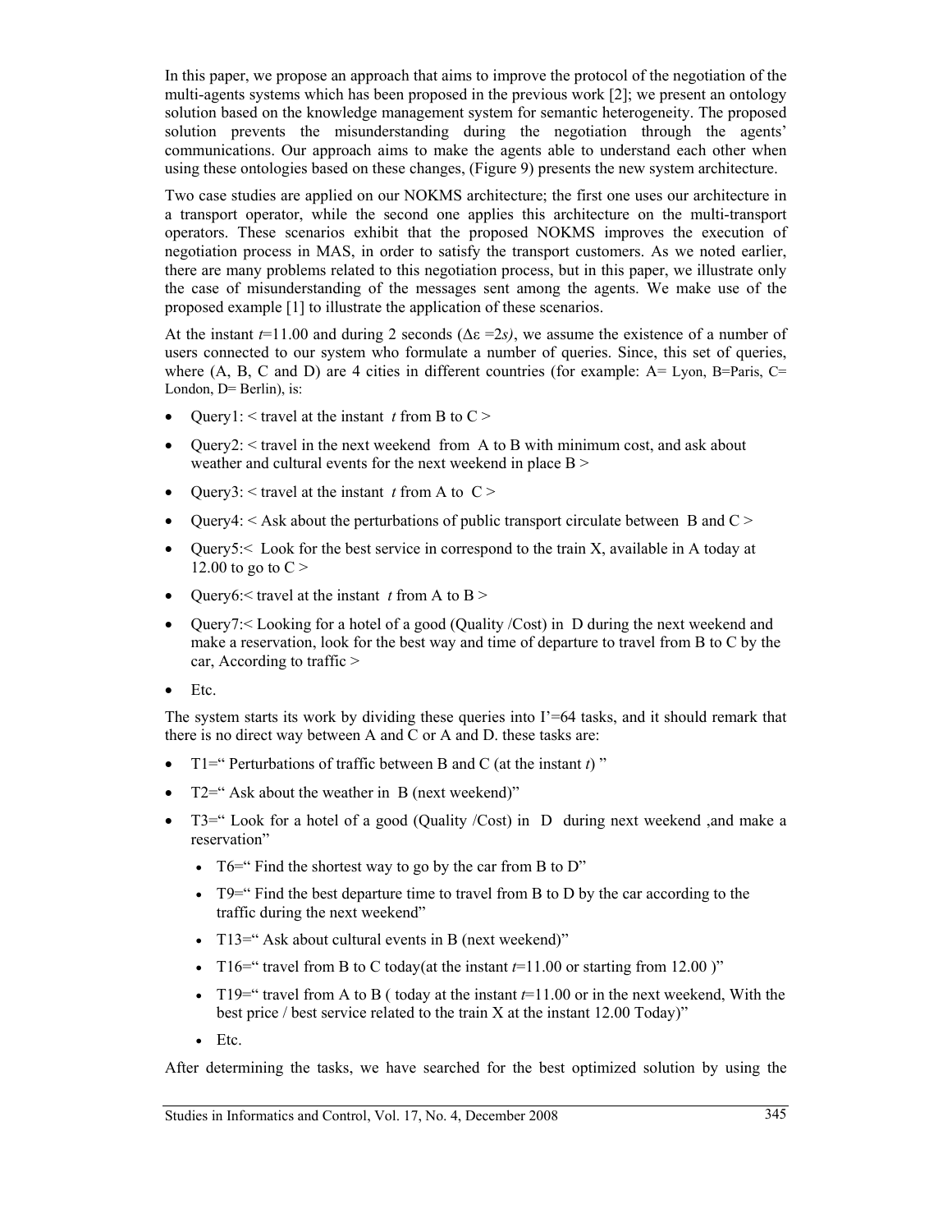In this paper, we propose an approach that aims to improve the protocol of the negotiation of the multi-agents systems which has been proposed in the previous work [2]; we present an ontology solution based on the knowledge management system for semantic heterogeneity. The proposed solution prevents the misunderstanding during the negotiation through the agents' communications. Our approach aims to make the agents able to understand each other when using these ontologies based on these changes, (Figure 9) presents the new system architecture.

Two case studies are applied on our NOKMS architecture; the first one uses our architecture in a transport operator, while the second one applies this architecture on the multi-transport operators. These scenarios exhibit that the proposed NOKMS improves the execution of negotiation process in MAS, in order to satisfy the transport customers. As we noted earlier, there are many problems related to this negotiation process, but in this paper, we illustrate only the case of misunderstanding of the messages sent among the agents. We make use of the proposed example [1] to illustrate the application of these scenarios.

At the instant $t$=11.00 and during 2 seconds ($\Delta\varepsilon = 2s$), we assume the existence of a number of users connected to our system who formulate a number of queries. Since, this set of queries, where (A, B, C and D) are 4 cities in different countries (for example: A= Lyon, B=Paris, C= London, D= Berlin), is:

- Query1: < travel at the instant *t* from B to C >
- Query2: < travel in the next weekend from A to B with minimum cost, and ask about weather and cultural events for the next weekend in place B >
- Query3: < travel at the instant *t* from A to C >
- Query4: < Ask about the perturbations of public transport circulate between B and C >
- Query5:< Look for the best service in correspond to the train X, available in A today at 12.00 to go to C >
- Query6:< travel at the instant *t* from A to B >
- Query7:< Looking for a hotel of a good (Quality /Cost) in D during the next weekend and make a reservation, look for the best way and time of departure to travel from B to C by the car, According to traffic >
- Etc.

The system starts its work by dividing these queries into I'=64 tasks, and it should remark that there is no direct way between A and C or A and D. these tasks are:

- T1=" Perturbations of traffic between B and C (at the instant *t*) "
- T2=" Ask about the weather in B (next weekend)"
- T3=" Look for a hotel of a good (Quality /Cost) in D during next weekend ,and make a reservation"
  - T6=" Find the shortest way to go by the car from B to D"
  - T9=" Find the best departure time to travel from B to D by the car according to the traffic during the next weekend"
  - T13=" Ask about cultural events in B (next weekend)"
  - T16=" travel from B to C today(at the instant *t*=11.00 or starting from 12.00 )"
  - T19=" travel from A to B ( today at the instant *t*=11.00 or in the next weekend, With the best price / best service related to the train X at the instant 12.00 Today)"
  - Etc.

After determining the tasks, we have searched for the best optimized solution by using the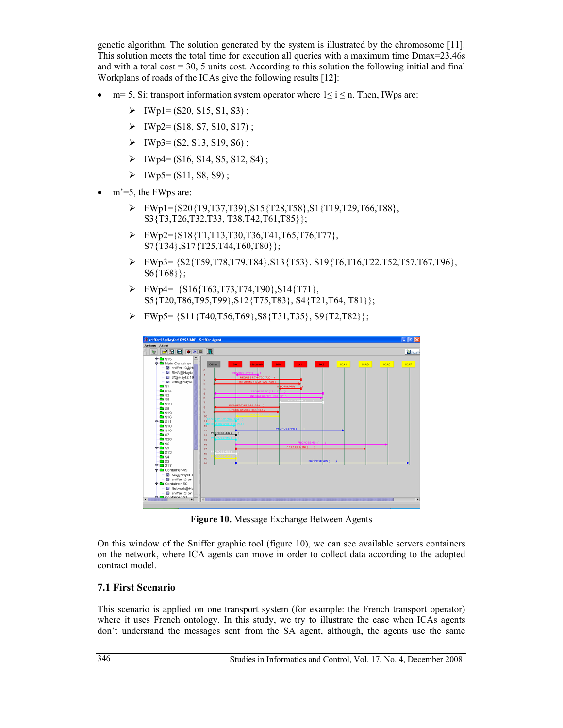genetic algorithm. The solution generated by the system is illustrated by the chromosome [11]. This solution meets the total time for execution all queries with a maximum time Dmax=23,46s and with a total cost = 30, 5 units cost. According to this solution the following initial and final Workplans of roads of the ICAs give the following results [12]:

- m= 5, Si: transport information system operator where $1 \leq i \leq n$. Then, IWps are:
  - IWp1= (S20, S15, S1, S3) ;
  - IWp2= (S18, S7, S10, S17) ;
  - IWp3= (S2, S13, S19, S6) ;
  - IWp4= (S16, S14, S5, S12, S4) ;
  - IWp5= (S11, S8, S9) ;
- m'=5, the FWps are:
  - FWp1={S20{T9,T37,T39},S15{T28,T58},S1{T19,T29,T66,T88}, S3{T3,T26,T32,T33, T38,T42,T61,T85}};
  - FWp2={S18{T1,T13,T30,T36,T41,T65,T76,T77}, S7{T34},S17{T25,T44,T60,T80}};
  - FWp3= {S2{T59,T78,T79,T84},S13{T53}, S19{T6,T16,T22,T52,T57,T67,T96}, S6{T68}};
  - FWp4= {S16{T63,T73,T74,T90},S14{T71}, S5{T20,T86,T95,T99},S12{T75,T83}, S4{T21,T64, T81}};
  - FWp5= {S11{T40,T56,T69},S8{T31,T35}, S9{T2,T82}};

**Figure 10.** Message Exchange Between Agents

On this window of the Sniffer graphic tool (figure 10), we can see available servers containers on the network, where ICA agents can move in order to collect data according to the adopted contract model.

### 7.1 First Scenario

This scenario is applied on one transport system (for example: the French transport operator) where it uses French ontology. In this study, we try to illustrate the case when ICAs agents don't understand the messages sent from the SA agent, although, the agents use the same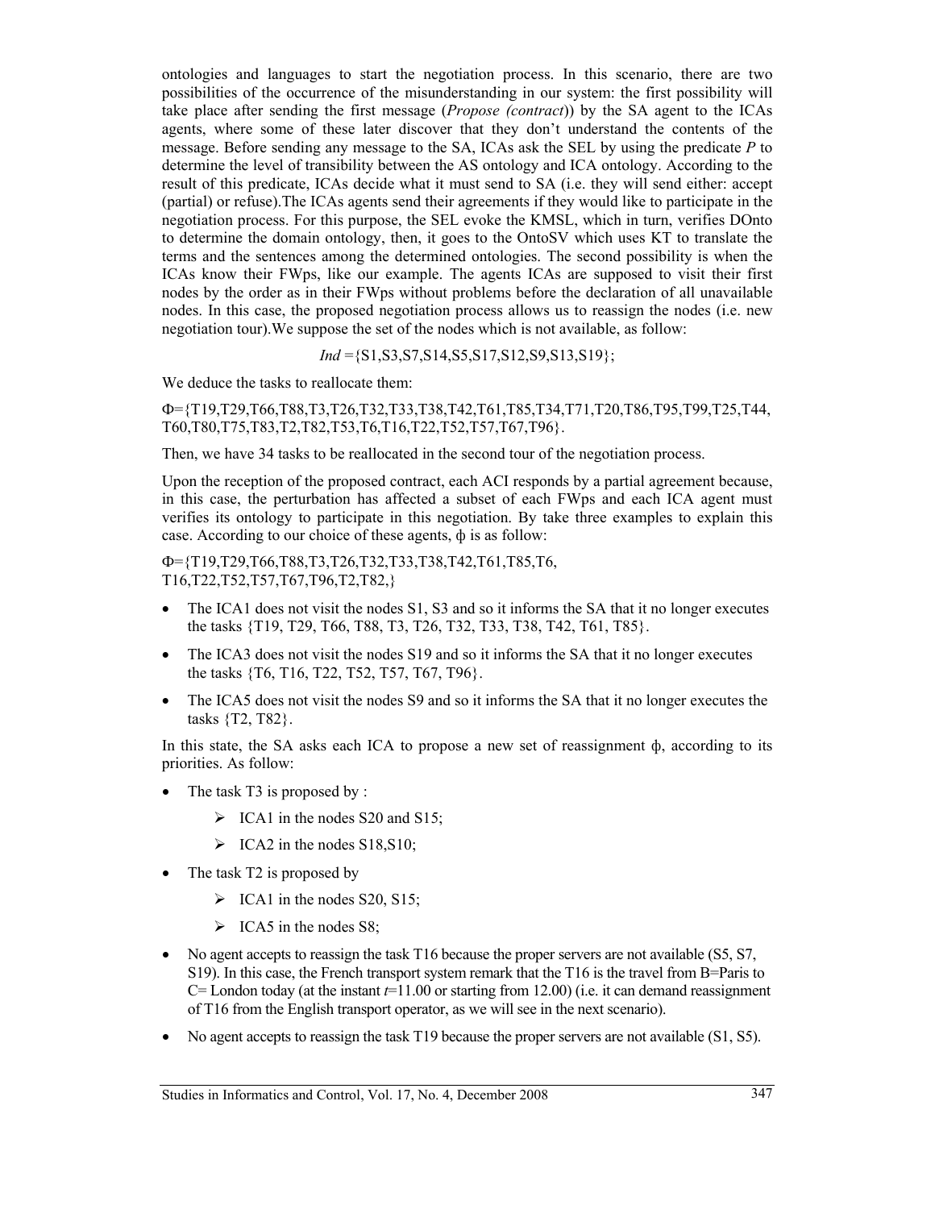ontologies and languages to start the negotiation process. In this scenario, there are two possibilities of the occurrence of the misunderstanding in our system: the first possibility will take place after sending the first message (*Propose (contract)*) by the SA agent to the ICAs agents, where some of these later discover that they don't understand the contents of the message. Before sending any message to the SA, ICAs ask the SEL by using the predicate *P* to determine the level of transibility between the AS ontology and ICA ontology. According to the result of this predicate, ICAs decide what it must send to SA (i.e. they will send either: accept (partial) or refuse).The ICAs agents send their agreements if they would like to participate in the negotiation process. For this purpose, the SEL evoke the KMSL, which in turn, verifies DOnto to determine the domain ontology, then, it goes to the OntoSV which uses KT to translate the terms and the sentences among the determined ontologies. The second possibility is when the ICAs know their FWps, like our example. The agents ICAs are supposed to visit their first nodes by the order as in their FWps without problems before the declaration of all unavailable nodes. In this case, the proposed negotiation process allows us to reassign the nodes (i.e. new negotiation tour).We suppose the set of the nodes which is not available, as follow:

$$Ind = \{S1,S3,S7,S14,S5,S17,S12,S9,S13,S19\};$$

We deduce the tasks to reallocate them:

Φ={T19,T29,T66,T88,T3,T26,T32,T33,T38,T42,T61,T85,T34,T71,T20,T86,T95,T99,T25,T44, T60,T80,T75,T83,T2,T82,T53,T6,T16,T22,T52,T57,T67,T96}.

Then, we have 34 tasks to be reallocated in the second tour of the negotiation process.

Upon the reception of the proposed contract, each ACI responds by a partial agreement because, in this case, the perturbation has affected a subset of each FWps and each ICA agent must verifies its ontology to participate in this negotiation. By take three examples to explain this case. According to our choice of these agents, ф is as follow:

Φ={T19,T29,T66,T88,T3,T26,T32,T33,T38,T42,T61,T85,T6, T16,T22,T52,T57,T67,T96,T2,T82,}

- The ICA1 does not visit the nodes S1, S3 and so it informs the SA that it no longer executes the tasks {T19, T29, T66, T88, T3, T26, T32, T33, T38, T42, T61, T85}.
- The ICA3 does not visit the nodes S19 and so it informs the SA that it no longer executes the tasks {T6, T16, T22, T52, T57, T67, T96}.
- The ICA5 does not visit the nodes S9 and so it informs the SA that it no longer executes the tasks {T2, T82}.

In this state, the SA asks each ICA to propose a new set of reassignment ф, according to its priorities. As follow:

- The task T3 is proposed by :
  - ICA1 in the nodes S20 and S15;
  - ICA2 in the nodes S18,S10;
- The task T2 is proposed by
  - ICA1 in the nodes S20, S15;
  - ICA5 in the nodes S8;
- No agent accepts to reassign the task T16 because the proper servers are not available (S5, S7, S19). In this case, the French transport system remark that the T16 is the travel from B=Paris to C= London today (at the instant *t*=11.00 or starting from 12.00) (i.e. it can demand reassignment of T16 from the English transport operator, as we will see in the next scenario).
- No agent accepts to reassign the task T19 because the proper servers are not available (S1, S5).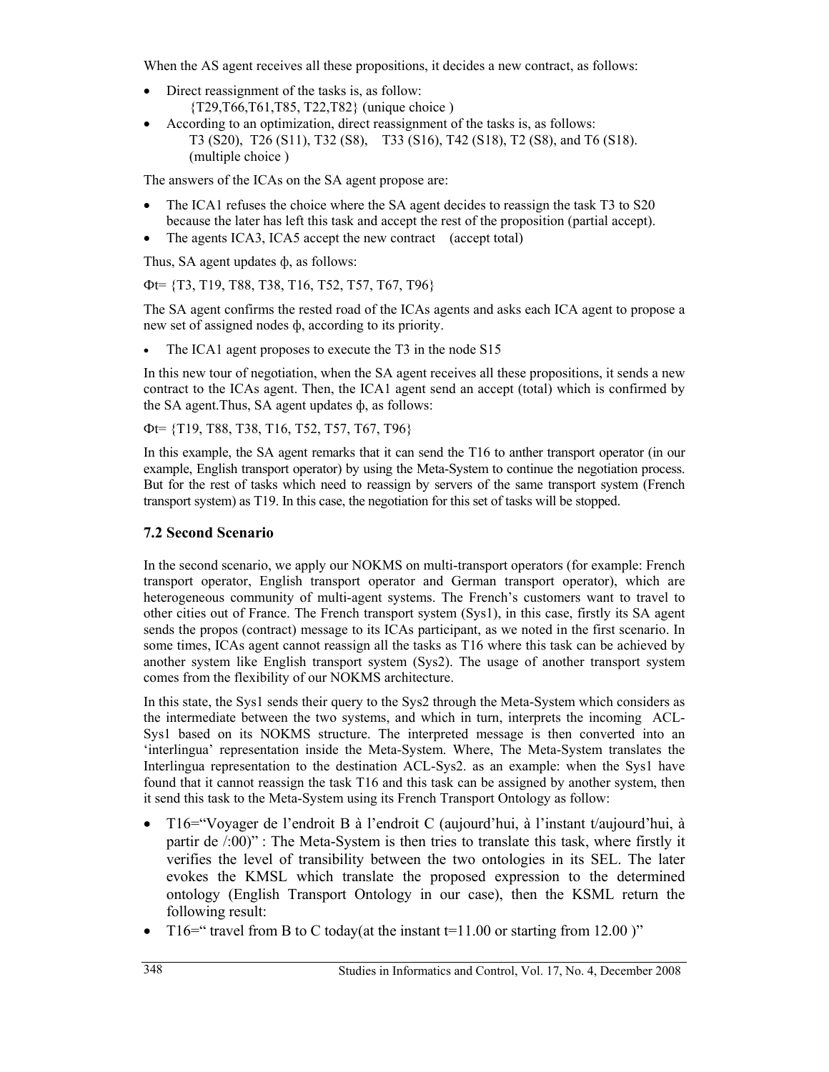When the AS agent receives all these propositions, it decides a new contract, as follows:

- Direct reassignment of the tasks is, as follow:
  {T29,T66,T61,T85, T22,T82} (unique choice )
- According to an optimization, direct reassignment of the tasks is, as follows:
  T3 (S20), T26 (S11), T32 (S8), T33 (S16), T42 (S18), T2 (S8), and T6 (S18). (multiple choice )

The answers of the ICAs on the SA agent propose are:

- The ICA1 refuses the choice where the SA agent decides to reassign the task T3 to S20 because the later has left this task and accept the rest of the proposition (partial accept).
- The agents ICA3, ICA5 accept the new contract (accept total)

Thus, SA agent updates ф, as follows:

Фt= {T3, T19, T88, T38, T16, T52, T57, T67, T96}

The SA agent confirms the rested road of the ICAs agents and asks each ICA agent to propose a new set of assigned nodes ф, according to its priority.

- The ICA1 agent proposes to execute the T3 in the node S15

In this new tour of negotiation, when the SA agent receives all these propositions, it sends a new contract to the ICAs agent. Then, the ICA1 agent send an accept (total) which is confirmed by the SA agent.Thus, SA agent updates ф, as follows:

Фt= {T19, T88, T38, T16, T52, T57, T67, T96}

In this example, the SA agent remarks that it can send the T16 to anther transport operator (in our example, English transport operator) by using the Meta-System to continue the negotiation process. But for the rest of tasks which need to reassign by servers of the same transport system (French transport system) as T19. In this case, the negotiation for this set of tasks will be stopped.

### 7.2 Second Scenario

In the second scenario, we apply our NOKMS on multi-transport operators (for example: French transport operator, English transport operator and German transport operator), which are heterogeneous community of multi-agent systems. The French's customers want to travel to other cities out of France. The French transport system (Sys1), in this case, firstly its SA agent sends the propos (contract) message to its ICAs participant, as we noted in the first scenario. In some times, ICAs agent cannot reassign all the tasks as T16 where this task can be achieved by another system like English transport system (Sys2). The usage of another transport system comes from the flexibility of our NOKMS architecture.

In this state, the Sys1 sends their query to the Sys2 through the Meta-System which considers as the intermediate between the two systems, and which in turn, interprets the incoming ACL-Sys1 based on its NOKMS structure. The interpreted message is then converted into an 'interlingua' representation inside the Meta-System. Where, The Meta-System translates the Interlingua representation to the destination ACL-Sys2. as an example: when the Sys1 have found that it cannot reassign the task T16 and this task can be assigned by another system, then it send this task to the Meta-System using its French Transport Ontology as follow:

- T16="Voyager de l'endroit B à l'endroit C (aujourd'hui, à l'instant t/aujourd'hui, à partir de /:00)" : The Meta-System is then tries to translate this task, where firstly it verifies the level of transibility between the two ontologies in its SEL. The later evokes the KMSL which translate the proposed expression to the determined ontology (English Transport Ontology in our case), then the KSML return the following result:
- T16=" travel from B to C today(at the instant t=11.00 or starting from 12.00 )"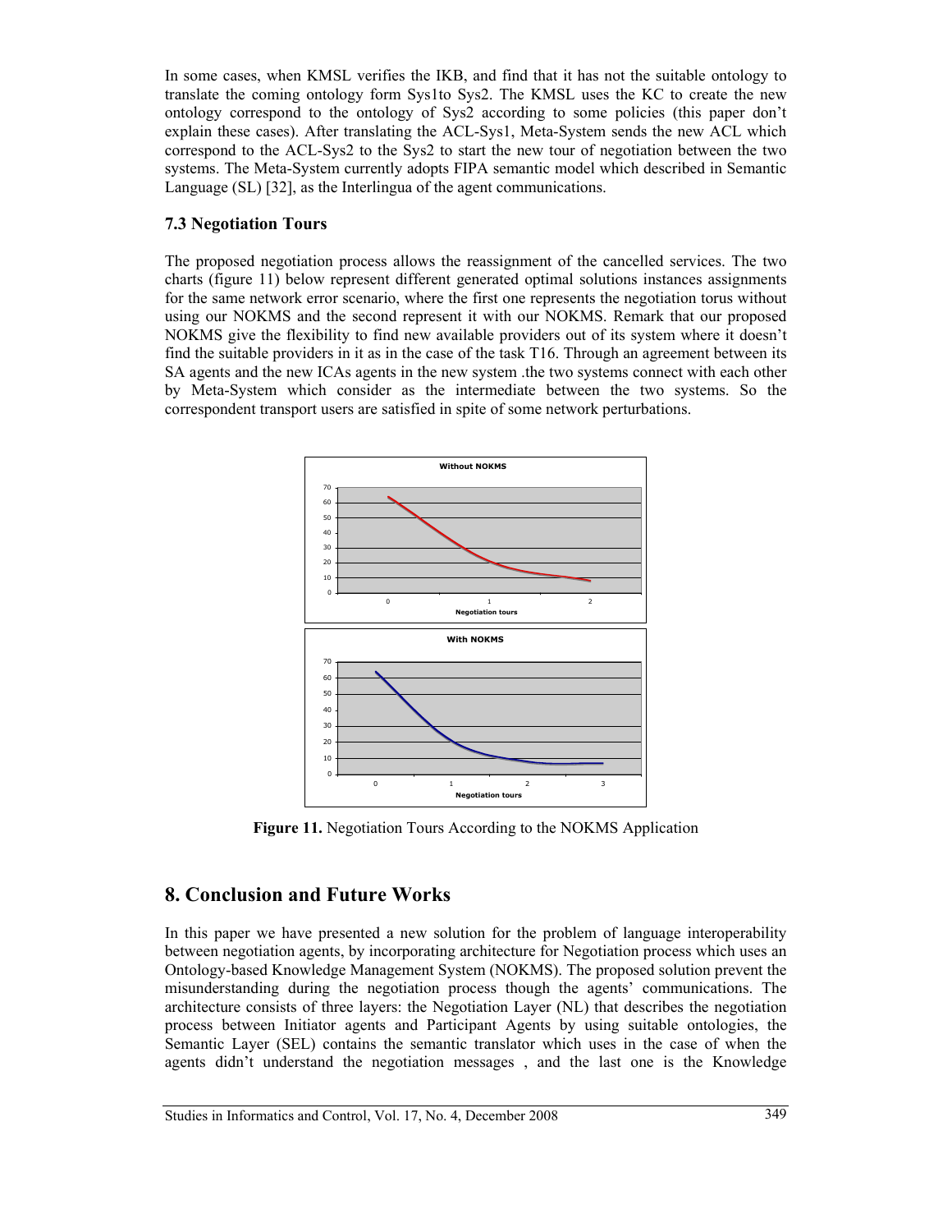In some cases, when KMSL verifies the IKB, and find that it has not the suitable ontology to translate the coming ontology form Sys1to Sys2. The KMSL uses the KC to create the new ontology correspond to the ontology of Sys2 according to some policies (this paper don't explain these cases). After translating the ACL-Sys1, Meta-System sends the new ACL which correspond to the ACL-Sys2 to the Sys2 to start the new tour of negotiation between the two systems. The Meta-System currently adopts FIPA semantic model which described in Semantic Language (SL) [32], as the Interlingua of the agent communications.

### 7.3 Negotiation Tours

The proposed negotiation process allows the reassignment of the cancelled services. The two charts (figure 11) below represent different generated optimal solutions instances assignments for the same network error scenario, where the first one represents the negotiation torus without using our NOKMS and the second represent it with our NOKMS. Remark that our proposed NOKMS give the flexibility to find new available providers out of its system where it doesn't find the suitable providers in it as in the case of the task T16. Through an agreement between its SA agents and the new ICAs agents in the new system .the two systems connect with each other by Meta-System which consider as the intermediate between the two systems. So the correspondent transport users are satisfied in spite of some network perturbations.

**Figure 11.** Negotiation Tours According to the NOKMS Application

## 8. Conclusion and Future Works

In this paper we have presented a new solution for the problem of language interoperability between negotiation agents, by incorporating architecture for Negotiation process which uses an Ontology-based Knowledge Management System (NOKMS). The proposed solution prevent the misunderstanding during the negotiation process though the agents' communications. The architecture consists of three layers: the Negotiation Layer (NL) that describes the negotiation process between Initiator agents and Participant Agents by using suitable ontologies, the Semantic Layer (SEL) contains the semantic translator which uses in the case of when the agents didn't understand the negotiation messages , and the last one is the Knowledge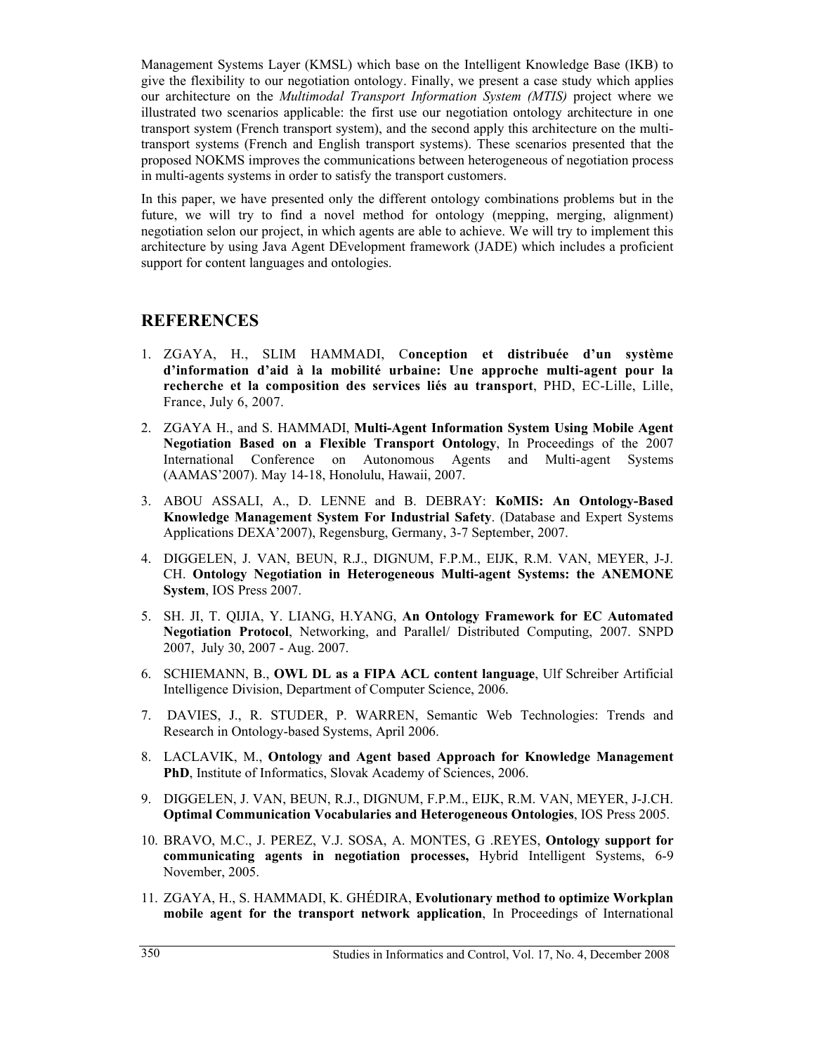Management Systems Layer (KMSL) which base on the Intelligent Knowledge Base (IKB) to give the flexibility to our negotiation ontology. Finally, we present a case study which applies our architecture on the *Multimodal Transport Information System (MTIS)* project where we illustrated two scenarios applicable: the first use our negotiation ontology architecture in one transport system (French transport system), and the second apply this architecture on the multi-transport systems (French and English transport systems). These scenarios presented that the proposed NOKMS improves the communications between heterogeneous of negotiation process in multi-agents systems in order to satisfy the transport customers.

In this paper, we have presented only the different ontology combinations problems but in the future, we will try to find a novel method for ontology (mepping, merging, alignment) negotiation selon our project, in which agents are able to achieve. We will try to implement this architecture by using Java Agent DEvelopment framework (JADE) which includes a proficient support for content languages and ontologies.

## REFERENCES

1. ZGAYA, H., SLIM HAMMADI, C**onception et distribuée d'un système d'information d'aid à la mobilité urbaine: Une approche multi-agent pour la recherche et la composition des services liés au transport**, PHD, EC-Lille, Lille, France, July 6, 2007.
2. ZGAYA H., and S. HAMMADI, **Multi-Agent Information System Using Mobile Agent Negotiation Based on a Flexible Transport Ontology**, In Proceedings of the 2007 International Conference on Autonomous Agents and Multi-agent Systems (AAMAS'2007). May 14-18, Honolulu, Hawaii, 2007.
3. ABOU ASSALI, A., D. LENNE and B. DEBRAY: **KoMIS: An Ontology-Based Knowledge Management System For Industrial Safety**. (Database and Expert Systems Applications DEXA'2007), Regensburg, Germany, 3-7 September, 2007.
4. DIGGELEN, J. VAN, BEUN, R.J., DIGNUM, F.P.M., EIJK, R.M. VAN, MEYER, J-J. CH. **Ontology Negotiation in Heterogeneous Multi-agent Systems: the ANEMONE System**, IOS Press 2007.
5. SH. JI, T. QIJIA, Y. LIANG, H.YANG, **An Ontology Framework for EC Automated Negotiation Protocol**, Networking, and Parallel/ Distributed Computing, 2007. SNPD 2007, July 30, 2007 - Aug. 2007.
6. SCHIEMANN, B., **OWL DL as a FIPA ACL content language**, Ulf Schreiber Artificial Intelligence Division, Department of Computer Science, 2006.
7. DAVIES, J., R. STUDER, P. WARREN, Semantic Web Technologies: Trends and Research in Ontology-based Systems, April 2006.
8. LACLAVIK, M., **Ontology and Agent based Approach for Knowledge Management PhD**, Institute of Informatics, Slovak Academy of Sciences, 2006.
9. DIGGELEN, J. VAN, BEUN, R.J., DIGNUM, F.P.M., EIJK, R.M. VAN, MEYER, J-J.CH. **Optimal Communication Vocabularies and Heterogeneous Ontologies**, IOS Press 2005.
10. BRAVO, M.C., J. PEREZ, V.J. SOSA, A. MONTES, G .REYES, **Ontology support for communicating agents in negotiation processes,** Hybrid Intelligent Systems, 6-9 November, 2005.
11. ZGAYA, H., S. HAMMADI, K. GHÉDIRA, **Evolutionary method to optimize Workplan mobile agent for the transport network application**, In Proceedings of International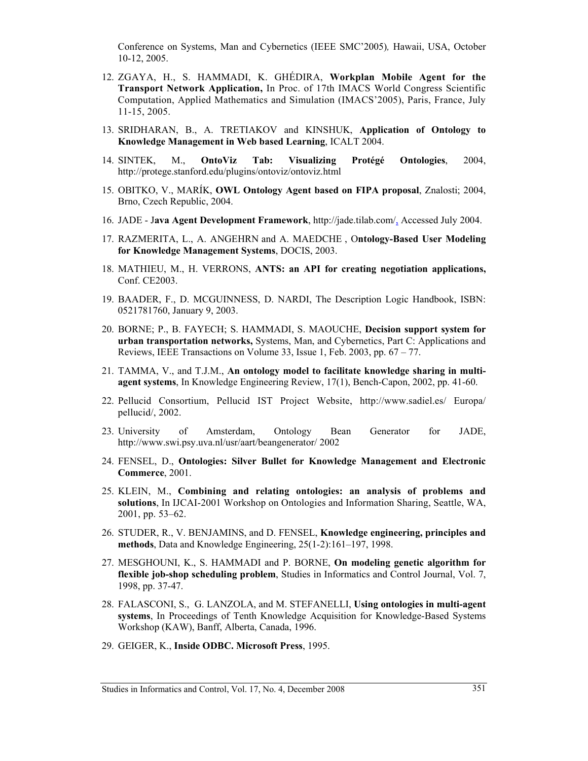Conference on Systems, Man and Cybernetics (IEEE SMC'2005), Hawaii, USA, October 10-12, 2005.

12. ZGAYA, H., S. HAMMADI, K. GHÉDIRA, **Workplan Mobile Agent for the Transport Network Application,** In Proc. of 17th IMACS World Congress Scientific Computation, Applied Mathematics and Simulation (IMACS'2005), Paris, France, July 11-15, 2005.
13. SRIDHARAN, B., A. TRETIAKOV and KINSHUK, **Application of Ontology to Knowledge Management in Web based Learning**, ICALT 2004.
14. SINTEK, M., **OntoViz Tab: Visualizing Protégé Ontologies**, 2004, http://protege.stanford.edu/plugins/ontoviz/ontoviz.html
15. OBITKO, V., MARÍK, **OWL Ontology Agent based on FIPA proposal**, Znalosti; 2004, Brno, Czech Republic, 2004.
16. JADE - J**ava Agent Development Framework**, http://jade.tilab.com/, Accessed July 2004.
17. RAZMERITA, L., A. ANGEHRN and A. MAEDCHE , O**ntology-Based User Modeling for Knowledge Management Systems**, DOCIS, 2003.
18. MATHIEU, M., H. VERRONS, **ANTS: an API for creating negotiation applications,** Conf. CE2003.
19. BAADER, F., D. MCGUINNESS, D. NARDI, The Description Logic Handbook, ISBN: 0521781760, January 9, 2003.
20. BORNE; P., B. FAYECH; S. HAMMADI, S. MAOUCHE, **Decision support system for urban transportation networks,** Systems, Man, and Cybernetics, Part C: Applications and Reviews, IEEE Transactions on Volume 33, Issue 1, Feb. 2003, pp. 67 – 77.
21. TAMMA, V., and T.J.M., **An ontology model to facilitate knowledge sharing in multi-agent systems**, In Knowledge Engineering Review, 17(1), Bench-Capon, 2002, pp. 41-60.
22. Pellucid Consortium, Pellucid IST Project Website, http://www.sadiel.es/ Europa/ pellucid/, 2002.
23. University of Amsterdam, Ontology Bean Generator for JADE, http://www.swi.psy.uva.nl/usr/aart/beangenerator/ 2002
24. FENSEL, D., **Ontologies: Silver Bullet for Knowledge Management and Electronic Commerce**, 2001.
25. KLEIN, M., **Combining and relating ontologies: an analysis of problems and solutions**, In IJCAI-2001 Workshop on Ontologies and Information Sharing, Seattle, WA, 2001, pp. 53–62.
26. STUDER, R., V. BENJAMINS, and D. FENSEL, **Knowledge engineering, principles and methods**, Data and Knowledge Engineering, 25(1-2):161–197, 1998.
27. MESGHOUNI, K., S. HAMMADI and P. BORNE, **On modeling genetic algorithm for flexible job-shop scheduling problem**, Studies in Informatics and Control Journal, Vol. 7, 1998, pp. 37-47.
28. FALASCONI, S., G. LANZOLA, and M. STEFANELLI, **Using ontologies in multi-agent systems**, In Proceedings of Tenth Knowledge Acquisition for Knowledge-Based Systems Workshop (KAW), Banff, Alberta, Canada, 1996.
29. GEIGER, K., **Inside ODBC. Microsoft Press**, 1995.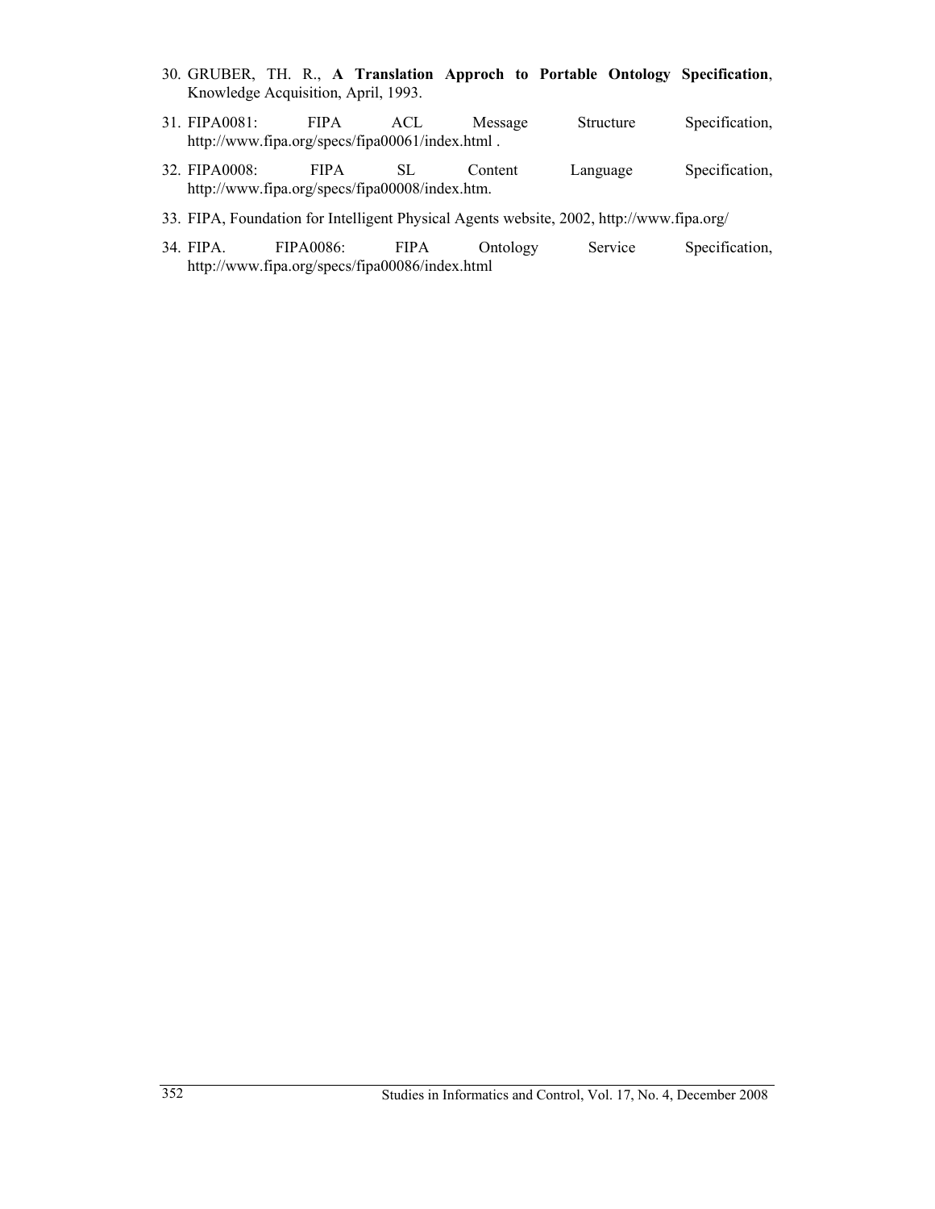30. GRUBER, TH. R., **A Translation Approch to Portable Ontology Specification**, Knowledge Acquisition, April, 1993.
31. FIPA0081: FIPA ACL Message Structure Specification, http://www.fipa.org/specs/fipa00061/index.html .
32. FIPA0008: FIPA SL Content Language Specification, http://www.fipa.org/specs/fipa00008/index.htm.
33. FIPA, Foundation for Intelligent Physical Agents website, 2002, http://www.fipa.org/
34. FIPA. FIPA0086: FIPA Ontology Service Specification, http://www.fipa.org/specs/fipa00086/index.html